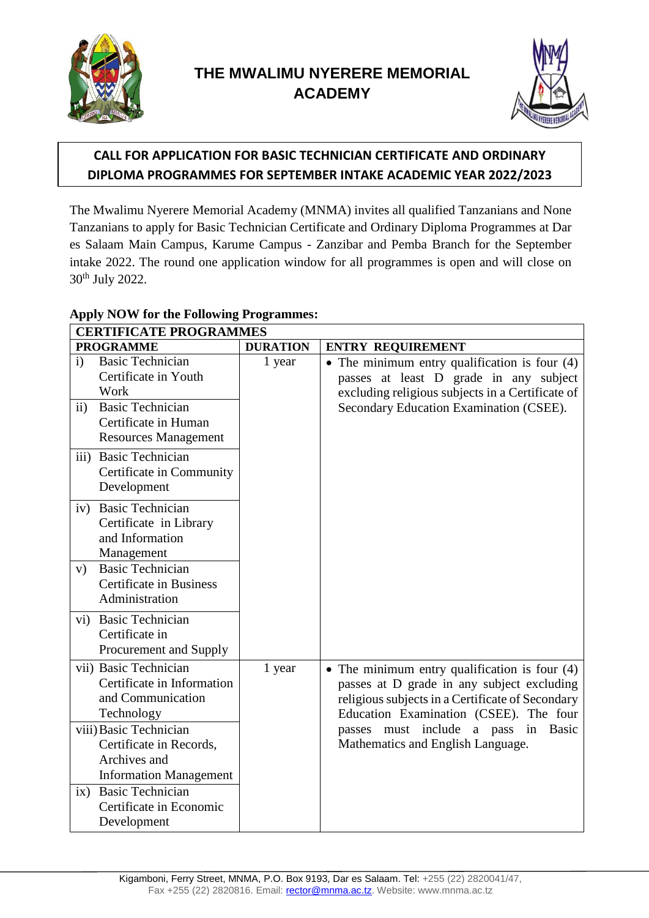# THE MWALIMU NYERERE MEMORIAL ACADEMY

## CALL FOR APPLICATION FOR BASIC TECHNICIAN CERTIFICATE AND ORDINARY DIPLOMA PROGRAMMES FOR SEPTEMBER INTAKE ACADEMIC YEAR 2022/2023

The Mwalimu Nyerere Memorial Academy (MNMA) invites all qualified Tanzanians and None Tanzanians to apply for Basic Technician Certificate and Ordinary Diploma Programmes at Dar es Salaam Main Campus, Karume Campus - Zanzibar and Pemba Branch for the September intake 2022. The round one application window for all programmes is open and will close on 30th July 2022.

**Apply NOW for the Following Programmes:**

| CERTIFICATE PROGRAMMES | | |
|---|---|---|
| **PROGRAMME** | **DURATION** | **ENTRY REQUIREMENT** |
| i) Basic Technician Certificate in Youth Work | 1 year | • The minimum entry qualification is four (4) passes at least D grade in any subject excluding religious subjects in a Certificate of Secondary Education Examination (CSEE). |
| ii) Basic Technician Certificate in Human Resources Management | | |
| iii) Basic Technician Certificate in Community Development | | |
| iv) Basic Technician Certificate in Library and Information Management | | |
| v) Basic Technician Certificate in Business Administration | | |
| vi) Basic Technician Certificate in Procurement and Supply | | |
| vii) Basic Technician Certificate in Information and Communication Technology | 1 year | • The minimum entry qualification is four (4) passes at D grade in any subject excluding religious subjects in a Certificate of Secondary Education Examination (CSEE). The four passes must include a pass in Basic Mathematics and English Language. |
| viii) Basic Technician Certificate in Records, Archives and Information Management | | |
| ix) Basic Technician Certificate in Economic Development | | |

Kigamboni, Ferry Street, MNMA, P.O. Box 9193, Dar es Salaam. Tel: +255 (22) 2820041/47, Fax +255 (22) 2820816. Email: rector@mnma.ac.tz. Website: www.mnma.ac.tz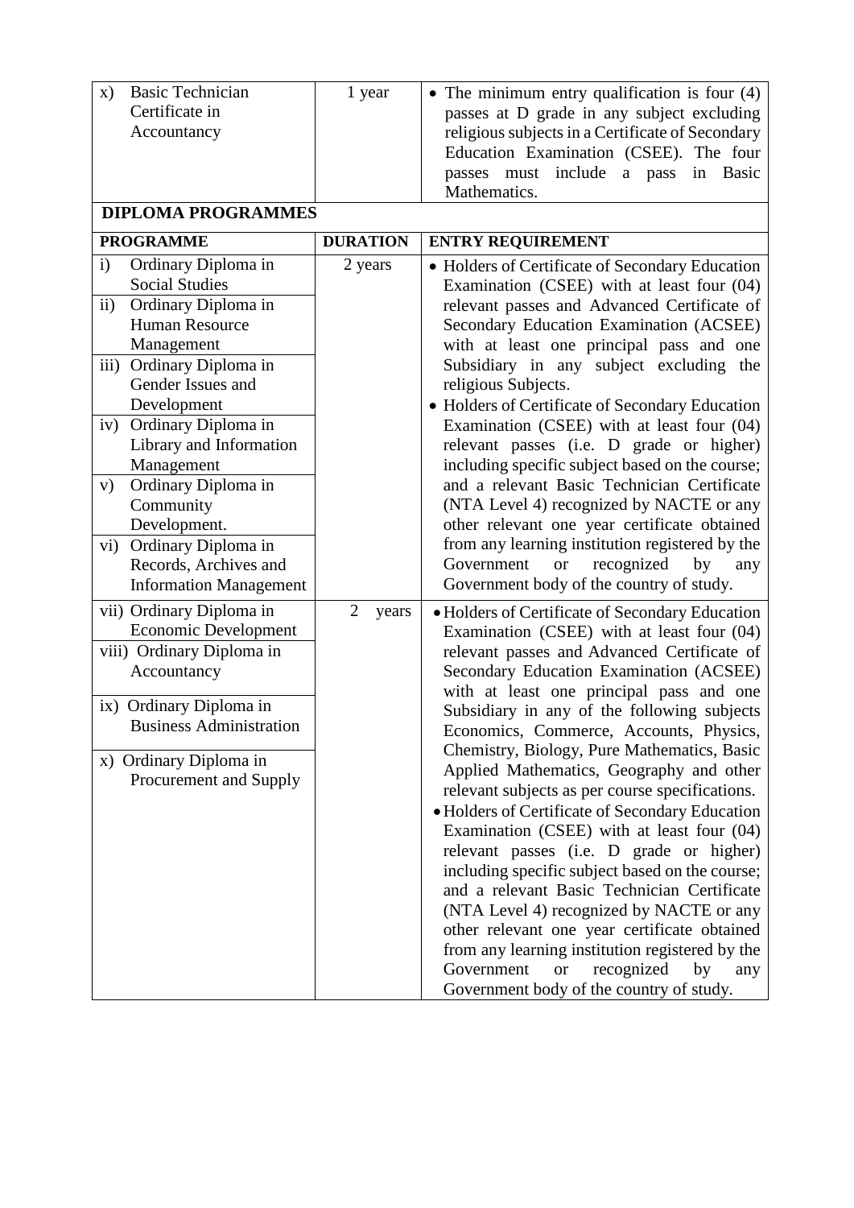| | | |
|---|---|---|
| x) Basic Technician Certificate in Accountancy | 1 year | • The minimum entry qualification is four (4) passes at D grade in any subject excluding religious subjects in a Certificate of Secondary Education Examination (CSEE). The four passes must include a pass in Basic Mathematics. |

**DIPLOMA PROGRAMMES**

| PROGRAMME | DURATION | ENTRY REQUIREMENT |
|---|---|---|
| i) Ordinary Diploma in Social Studies<br>ii) Ordinary Diploma in Human Resource Management<br>iii) Ordinary Diploma in Gender Issues and Development<br>iv) Ordinary Diploma in Library and Information Management<br>v) Ordinary Diploma in Community Development.<br>vi) Ordinary Diploma in Records, Archives and Information Management | 2 years | • Holders of Certificate of Secondary Education Examination (CSEE) with at least four (04) relevant passes and Advanced Certificate of Secondary Education Examination (ACSEE) with at least one principal pass and one Subsidiary in any subject excluding the religious Subjects.<br>• Holders of Certificate of Secondary Education Examination (CSEE) with at least four (04) relevant passes (i.e. D grade or higher) including specific subject based on the course; and a relevant Basic Technician Certificate (NTA Level 4) recognized by NACTE or any other relevant one year certificate obtained from any learning institution registered by the Government or recognized by any Government body of the country of study. |
| vii) Ordinary Diploma in Economic Development<br>viii) Ordinary Diploma in Accountancy<br>ix) Ordinary Diploma in Business Administration<br>x) Ordinary Diploma in Procurement and Supply | 2 years | • Holders of Certificate of Secondary Education Examination (CSEE) with at least four (04) relevant passes and Advanced Certificate of Secondary Education Examination (ACSEE) with at least one principal pass and one Subsidiary in any of the following subjects Economics, Commerce, Accounts, Physics, Chemistry, Biology, Pure Mathematics, Basic Applied Mathematics, Geography and other relevant subjects as per course specifications.<br>• Holders of Certificate of Secondary Education Examination (CSEE) with at least four (04) relevant passes (i.e. D grade or higher) including specific subject based on the course; and a relevant Basic Technician Certificate (NTA Level 4) recognized by NACTE or any other relevant one year certificate obtained from any learning institution registered by the Government or recognized by any Government body of the country of study. |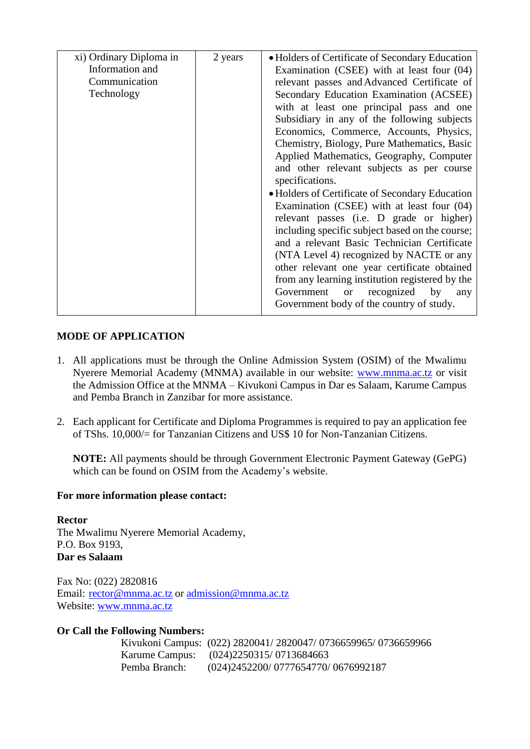| | | |
|---|---|---|
| xi) Ordinary Diploma in Information and Communication Technology | 2 years | • Holders of Certificate of Secondary Education Examination (CSEE) with at least four (04) relevant passes and Advanced Certificate of Secondary Education Examination (ACSEE) with at least one principal pass and one Subsidiary in any of the following subjects Economics, Commerce, Accounts, Physics, Chemistry, Biology, Pure Mathematics, Basic Applied Mathematics, Geography, Computer and other relevant subjects as per course specifications.<br>• Holders of Certificate of Secondary Education Examination (CSEE) with at least four (04) relevant passes (i.e. D grade or higher) including specific subject based on the course; and a relevant Basic Technician Certificate (NTA Level 4) recognized by NACTE or any other relevant one year certificate obtained from any learning institution registered by the Government or recognized by any Government body of the country of study. |

**MODE OF APPLICATION**

1. All applications must be through the Online Admission System (OSIM) of the Mwalimu Nyerere Memorial Academy (MNMA) available in our website: www.mnma.ac.tz or visit the Admission Office at the MNMA – Kivukoni Campus in Dar es Salaam, Karume Campus and Pemba Branch in Zanzibar for more assistance.

2. Each applicant for Certificate and Diploma Programmes is required to pay an application fee of TShs. 10,000/= for Tanzanian Citizens and US$ 10 for Non-Tanzanian Citizens.

   **NOTE:** All payments should be through Government Electronic Payment Gateway (GePG) which can be found on OSIM from the Academy's website.

**For more information please contact:**

**Rector**
The Mwalimu Nyerere Memorial Academy,
P.O. Box 9193,
**Dar es Salaam**

Fax No: (022) 2820816
Email: rector@mnma.ac.tz or admission@mnma.ac.tz
Website: www.mnma.ac.tz

**Or Call the Following Numbers:**

Kivukoni Campus: (022) 2820041/ 2820047/ 0736659965/ 0736659966
Karume Campus: (024)2250315/ 0713684663
Pemba Branch: (024)2452200/ 0777654770/ 0676992187